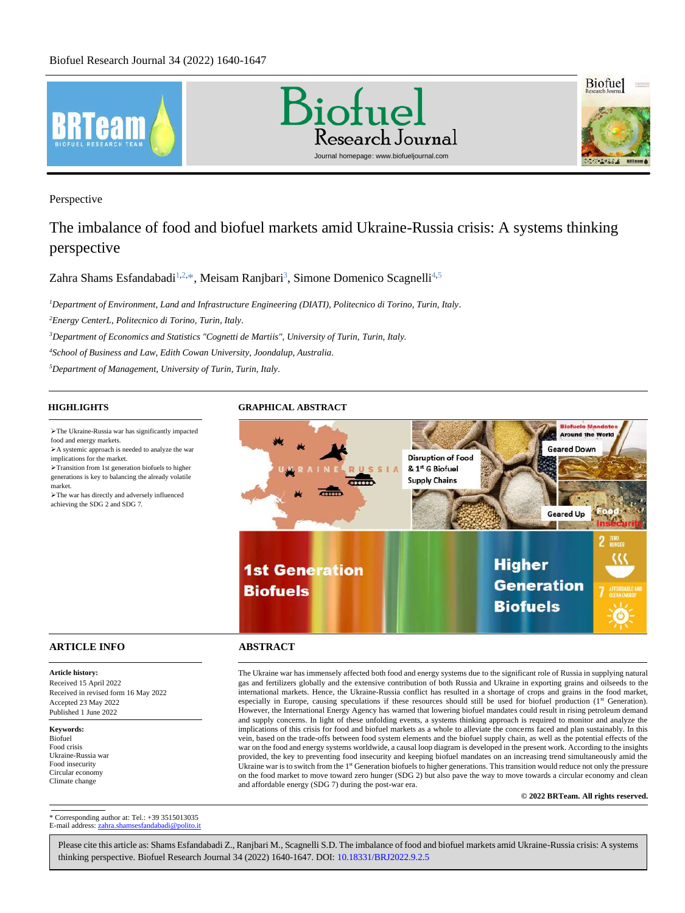Perspective

# The imbalance of food and biofuel markets amid Ukraine-Russia crisis: A systems thinking perspective

Zahra Shams Esfandabadi[1,2,*], Meisam Ranjbari[3], Simone Domenico Scagnelli[4,5]

[1]*Department of Environment, Land and Infrastructure Engineering (DIATI), Politecnico di Torino, Turin, Italy.*

[2]*Energy CenterL, Politecnico di Torino, Turin, Italy.*

[3]*Department of Economics and Statistics "Cognetti de Martiis", University of Turin, Turin, Italy.*

[4]*School of Business and Law, Edith Cowan University, Joondalup, Australia.*

[5]*Department of Management, University of Turin, Turin, Italy.*

## HIGHLIGHTS

- The Ukraine-Russia war has significantly impacted food and energy markets.
- A systemic approach is needed to analyze the war implications for the market.
- Transition from 1st generation biofuels to higher generations is key to balancing the already volatile market.
- The war has directly and adversely influenced achieving the SDG 2 and SDG 7.

## GRAPHICAL ABSTRACT

## ARTICLE INFO

**Article history:**
Received 15 April 2022
Received in revised form 16 May 2022
Accepted 23 May 2022
Published 1 June 2022

**Keywords:**
Biofuel
Food crisis
Ukraine-Russia war
Food insecurity
Circular economy
Climate change

## ABSTRACT

The Ukraine war has immensely affected both food and energy systems due to the significant role of Russia in supplying natural gas and fertilizers globally and the extensive contribution of both Russia and Ukraine in exporting grains and oilseeds to the international markets. Hence, the Ukraine-Russia conflict has resulted in a shortage of crops and grains in the food market, especially in Europe, causing speculations if these resources should still be used for biofuel production (1st Generation). However, the International Energy Agency has warned that lowering biofuel mandates could result in rising petroleum demand and supply concerns. In light of these unfolding events, a systems thinking approach is required to monitor and analyze the implications of this crisis for food and biofuel markets as a whole to alleviate the concerns faced and plan sustainably. In this vein, based on the trade-offs between food system elements and the biofuel supply chain, as well as the potential effects of the war on the food and energy systems worldwide, a causal loop diagram is developed in the present work. According to the insights provided, the key to preventing food insecurity and keeping biofuel mandates on an increasing trend simultaneously amid the Ukraine war is to switch from the 1st Generation biofuels to higher generations. This transition would reduce not only the pressure on the food market to move toward zero hunger (SDG 2) but also pave the way to move towards a circular economy and clean and affordable energy (SDG 7) during the post-war era.

**© 2022 BRTeam. All rights reserved.**

* Corresponding author at: Tel.: +39 3515013035
E-mail address: zahra.shamsesfandabadi@polito.it

Please cite this article as: Shams Esfandabadi Z., Ranjbari M., Scagnelli S.D. The imbalance of food and biofuel markets amid Ukraine-Russia crisis: A systems thinking perspective. Biofuel Research Journal 34 (2022) 1640-1647. DOI: 10.18331/BRJ2022.9.2.5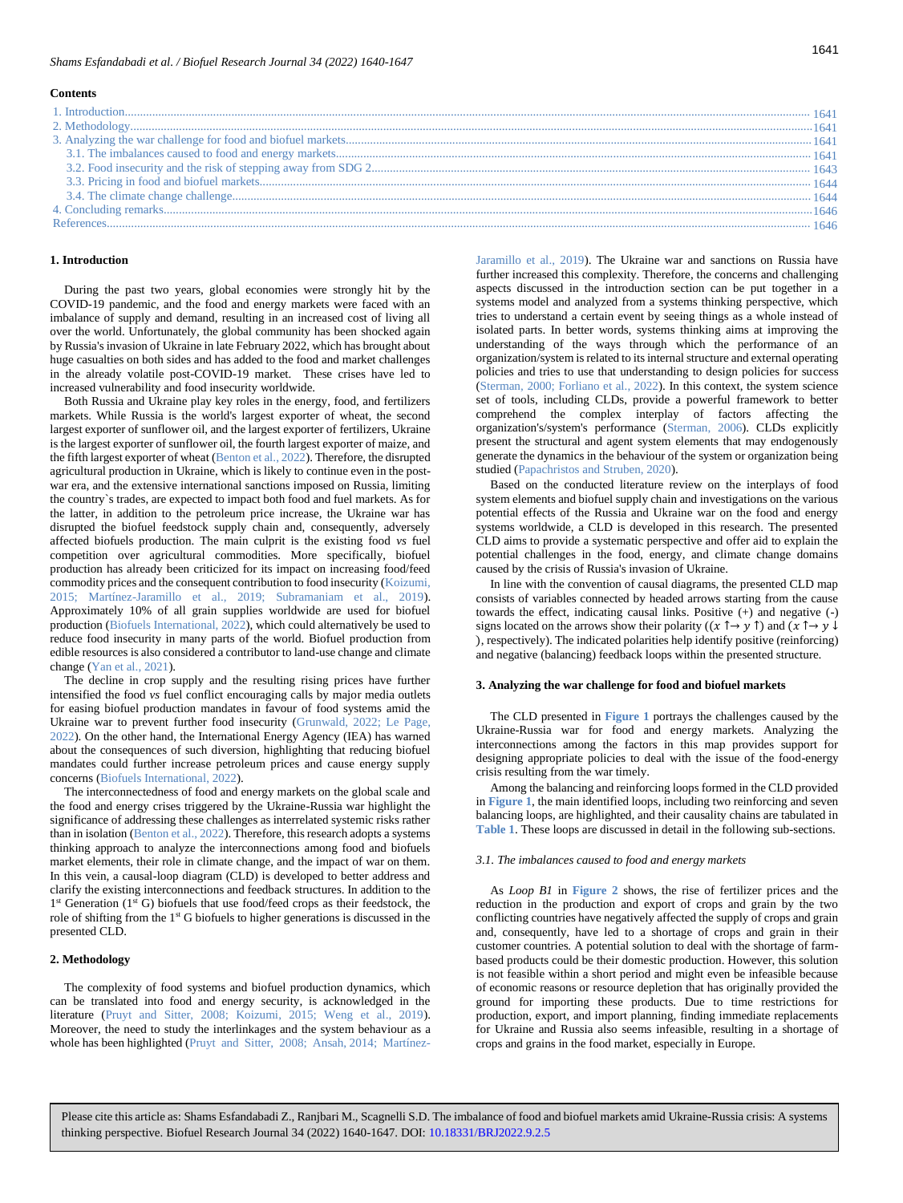**Contents**

1. Introduction ........ 1641
2. Methodology ........ 1641
3. Analyzing the war challenge for food and biofuel markets ........ 1641
   - 3.1. The imbalances caused to food and energy markets ........ 1641
   - 3.2. Food insecurity and the risk of stepping away from SDG 2 ........ 1643
   - 3.3. Pricing in food and biofuel markets ........ 1644
   - 3.4. The climate change challenge ........ 1644
4. Concluding remarks ........ 1646

References ........ 1646

## 1. Introduction

During the past two years, global economies were strongly hit by the COVID-19 pandemic, and the food and energy markets were faced with an imbalance of supply and demand, resulting in an increased cost of living all over the world. Unfortunately, the global community has been shocked again by Russia's invasion of Ukraine in late February 2022, which has brought about huge casualties on both sides and has added to the food and market challenges in the already volatile post-COVID-19 market. These crises have led to increased vulnerability and food insecurity worldwide.

Both Russia and Ukraine play key roles in the energy, food, and fertilizers markets. While Russia is the world's largest exporter of wheat, the second largest exporter of sunflower oil, and the largest exporter of fertilizers, Ukraine is the largest exporter of sunflower oil, the fourth largest exporter of maize, and the fifth largest exporter of wheat (Benton et al., 2022). Therefore, the disrupted agricultural production in Ukraine, which is likely to continue even in the post-war era, and the extensive international sanctions imposed on Russia, limiting the country`s trades, are expected to impact both food and fuel markets. As for the latter, in addition to the petroleum price increase, the Ukraine war has disrupted the biofuel feedstock supply chain and, consequently, adversely affected biofuels production. The main culprit is the existing food *vs* fuel competition over agricultural commodities. More specifically, biofuel production has already been criticized for its impact on increasing food/feed commodity prices and the consequent contribution to food insecurity (Koizumi, 2015; Martínez-Jaramillo et al., 2019; Subramaniam et al., 2019). Approximately 10% of all grain supplies worldwide are used for biofuel production (Biofuels International, 2022), which could alternatively be used to reduce food insecurity in many parts of the world. Biofuel production from edible resources is also considered a contributor to land-use change and climate change (Yan et al., 2021).

The decline in crop supply and the resulting rising prices have further intensified the food *vs* fuel conflict encouraging calls by major media outlets for easing biofuel production mandates in favour of food systems amid the Ukraine war to prevent further food insecurity (Grunwald, 2022; Le Page, 2022). On the other hand, the International Energy Agency (IEA) has warned about the consequences of such diversion, highlighting that reducing biofuel mandates could further increase petroleum prices and cause energy supply concerns (Biofuels International, 2022).

The interconnectedness of food and energy markets on the global scale and the food and energy crises triggered by the Ukraine-Russia war highlight the significance of addressing these challenges as interrelated systemic risks rather than in isolation (Benton et al., 2022). Therefore, this research adopts a systems thinking approach to analyze the interconnections among food and biofuels market elements, their role in climate change, and the impact of war on them. In this vein, a causal-loop diagram (CLD) is developed to better address and clarify the existing interconnections and feedback structures. In addition to the 1[st] Generation (1[st] G) biofuels that use food/feed crops as their feedstock, the role of shifting from the 1[st] G biofuels to higher generations is discussed in the presented CLD.

## 2. Methodology

The complexity of food systems and biofuel production dynamics, which can be translated into food and energy security, is acknowledged in the literature (Pruyt and Sitter, 2008; Koizumi, 2015; Weng et al., 2019). Moreover, the need to study the interlinkages and the system behaviour as a whole has been highlighted (Pruyt and Sitter, 2008; Ansah, 2014; Martínez-Jaramillo et al., 2019). The Ukraine war and sanctions on Russia have further increased this complexity. Therefore, the concerns and challenging aspects discussed in the introduction section can be put together in a systems model and analyzed from a systems thinking perspective, which tries to understand a certain event by seeing things as a whole instead of isolated parts. In better words, systems thinking aims at improving the understanding of the ways through which the performance of an organization/system is related to its internal structure and external operating policies and tries to use that understanding to design policies for success (Sterman, 2000; Forliano et al., 2022). In this context, the system science set of tools, including CLDs, provide a powerful framework to better comprehend the complex interplay of factors affecting the organization's/system's performance (Sterman, 2006). CLDs explicitly present the structural and agent system elements that may endogenously generate the dynamics in the behaviour of the system or organization being studied (Papachristos and Struben, 2020).

Based on the conducted literature review on the interplays of food system elements and biofuel supply chain and investigations on the various potential effects of the Russia and Ukraine war on the food and energy systems worldwide, a CLD is developed in this research. The presented CLD aims to provide a systematic perspective and offer aid to explain the potential challenges in the food, energy, and climate change domains caused by the crisis of Russia's invasion of Ukraine.

In line with the convention of causal diagrams, the presented CLD map consists of variables connected by headed arrows starting from the cause towards the effect, indicating causal links. Positive (+) and negative (-) signs located on the arrows show their polarity (($x\uparrow \rightarrow y\uparrow$) and ($x\uparrow \rightarrow y\downarrow$), respectively). The indicated polarities help identify positive (reinforcing) and negative (balancing) feedback loops within the presented structure.

## 3. Analyzing the war challenge for food and biofuel markets

The CLD presented in **Figure 1** portrays the challenges caused by the Ukraine-Russia war for food and energy markets. Analyzing the interconnections among the factors in this map provides support for designing appropriate policies to deal with the issue of the food-energy crisis resulting from the war timely.

Among the balancing and reinforcing loops formed in the CLD provided in **Figure 1**, the main identified loops, including two reinforcing and seven balancing loops, are highlighted, and their causality chains are tabulated in **Table 1**. These loops are discussed in detail in the following sub-sections.

### *3.1. The imbalances caused to food and energy markets*

As *Loop B1* in **Figure 2** shows, the rise of fertilizer prices and the reduction in the production and export of crops and grain by the two conflicting countries have negatively affected the supply of crops and grain and, consequently, have led to a shortage of crops and grain in their customer countries. A potential solution to deal with the shortage of farm-based products could be their domestic production. However, this solution is not feasible within a short period and might even be infeasible because of economic reasons or resource depletion that has originally provided the ground for importing these products. Due to time restrictions for production, export, and import planning, finding immediate replacements for Ukraine and Russia also seems infeasible, resulting in a shortage of crops and grains in the food market, especially in Europe.

Please cite this article as: Shams Esfandabadi Z., Ranjbari M., Scagnelli S.D. The imbalance of food and biofuel markets amid Ukraine-Russia crisis: A systems thinking perspective. Biofuel Research Journal 34 (2022) 1640-1647. DOI: 10.18331/BRJ2022.9.2.5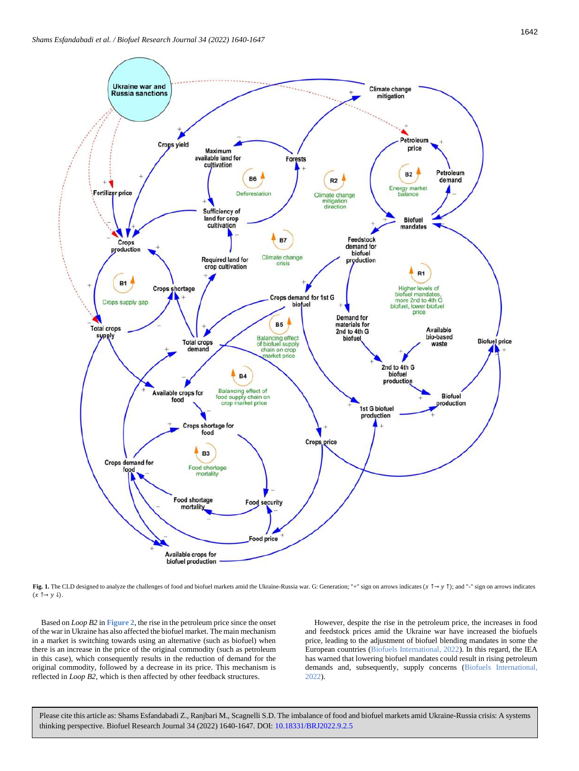**Fig. 1.** The CLD designed to analyze the challenges of food and biofuel markets amid the Ukraine-Russia war. G: Generation; "+" sign on arrows indicates ($x \uparrow \rightarrow y \uparrow$); and "-" sign on arrows indicates ($x \uparrow \rightarrow y \downarrow$).

Based on *Loop B2* in **Figure 2**, the rise in the petroleum price since the onset of the war in Ukraine has also affected the biofuel market. The main mechanism in a market is switching towards using an alternative (such as biofuel) when there is an increase in the price of the original commodity (such as petroleum in this case), which consequently results in the reduction of demand for the original commodity, followed by a decrease in its price. This mechanism is reflected in *Loop B2*, which is then affected by other feedback structures.

However, despite the rise in the petroleum price, the increases in food and feedstock prices amid the Ukraine war have increased the biofuels price, leading to the adjustment of biofuel blending mandates in some the European countries (Biofuels International, 2022). In this regard, the IEA has warned that lowering biofuel mandates could result in rising petroleum demands and, subsequently, supply concerns (Biofuels International, 2022).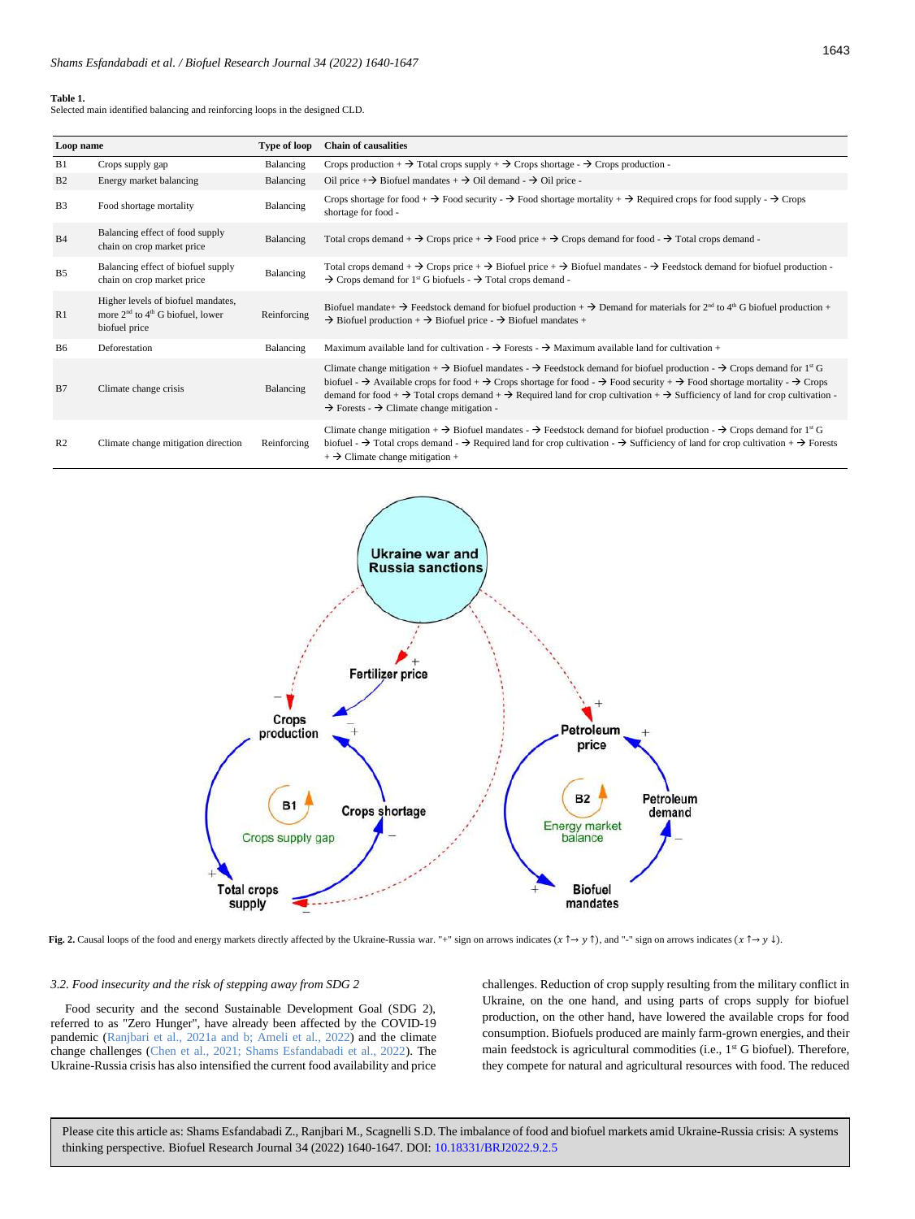**Table 1.**
Selected main identified balancing and reinforcing loops in the designed CLD.

| Loop name | | Type of loop | Chain of causalities |
|---|---|---|---|
| B1 | Crops supply gap | Balancing | Crops production + → Total crops supply + → Crops shortage - → Crops production - |
| B2 | Energy market balancing | Balancing | Oil price +→ Biofuel mandates + → Oil demand - → Oil price - |
| B3 | Food shortage mortality | Balancing | Crops shortage for food + → Food security - → Food shortage mortality + → Required crops for food supply - → Crops shortage for food - |
| B4 | Balancing effect of food supply chain on crop market price | Balancing | Total crops demand + → Crops price + → Food price + → Crops demand for food - → Total crops demand - |
| B5 | Balancing effect of biofuel supply chain on crop market price | Balancing | Total crops demand + → Crops price + → Biofuel price + → Biofuel mandates - → Feedstock demand for biofuel production - → Crops demand for 1st G biofuels - → Total crops demand - |
| R1 | Higher levels of biofuel mandates, more 2nd to 4th G biofuel, lower biofuel price | Reinforcing | Biofuel mandate+ → Feedstock demand for biofuel production + → Demand for materials for 2nd to 4th G biofuel production + → Biofuel production + → Biofuel price - → Biofuel mandates + |
| B6 | Deforestation | Balancing | Maximum available land for cultivation - → Forests - → Maximum available land for cultivation + |
| B7 | Climate change crisis | Balancing | Climate change mitigation + → Biofuel mandates - → Feedstock demand for biofuel production - → Crops demand for 1st G biofuel - → Available crops for food + → Crops shortage for food - → Food security + → Food shortage mortality - → Crops demand for food + → Total crops demand + → Required land for crop cultivation + → Sufficiency of land for crop cultivation - → Forests - → Climate change mitigation - |
| R2 | Climate change mitigation direction | Reinforcing | Climate change mitigation + → Biofuel mandates - → Feedstock demand for biofuel production - → Crops demand for 1st G biofuel - → Total crops demand - → Required land for crop cultivation - → Sufficiency of land for crop cultivation + → Forests + → Climate change mitigation + |

**Fig. 2.** Causal loops of the food and energy markets directly affected by the Ukraine-Russia war. "+" sign on arrows indicates ($x\uparrow\rightarrow y\uparrow$), and "-" sign on arrows indicates ($x\uparrow\rightarrow y\downarrow$).

### 3.2. Food insecurity and the risk of stepping away from SDG 2

Food security and the second Sustainable Development Goal (SDG 2), referred to as "Zero Hunger", have already been affected by the COVID-19 pandemic (Ranjbari et al., 2021a and b; Ameli et al., 2022) and the climate change challenges (Chen et al., 2021; Shams Esfandabadi et al., 2022). The Ukraine-Russia crisis has also intensified the current food availability and price challenges. Reduction of crop supply resulting from the military conflict in Ukraine, on the one hand, and using parts of crops supply for biofuel production, on the other hand, have lowered the available crops for food consumption. Biofuels produced are mainly farm-grown energies, and their main feedstock is agricultural commodities (i.e., 1st G biofuel). Therefore, they compete for natural and agricultural resources with food. The reduced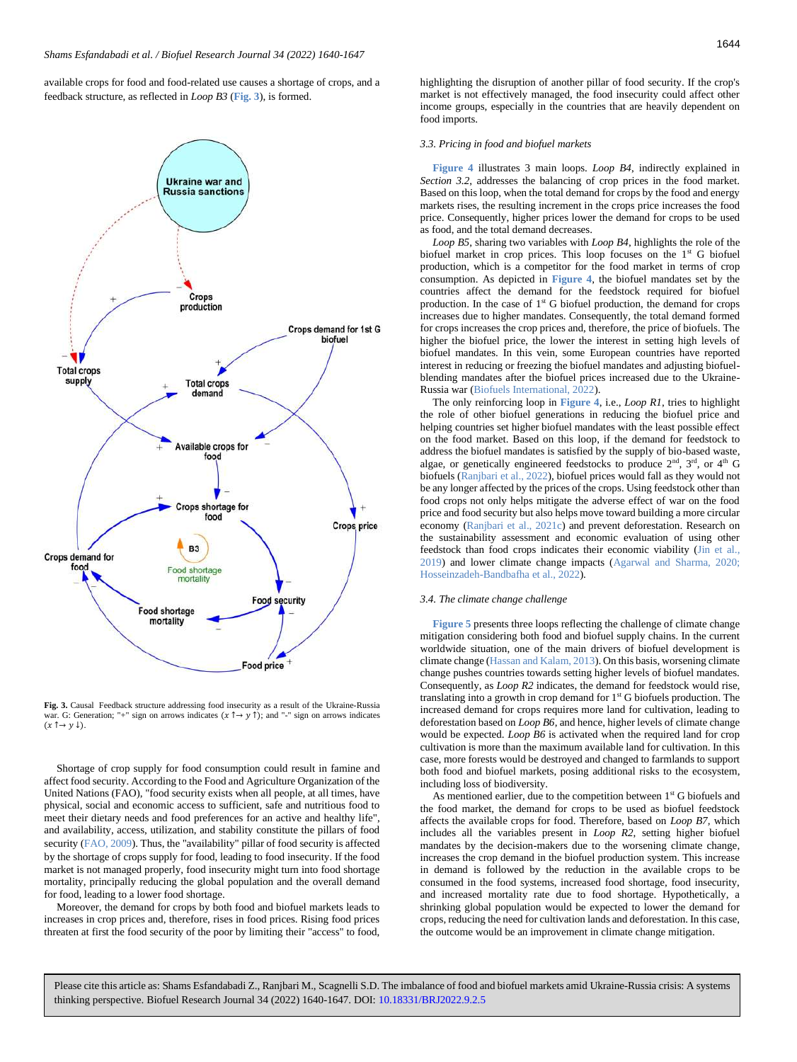available crops for food and food-related use causes a shortage of crops, and a feedback structure, as reflected in *Loop B3* (Fig. 3), is formed.

**Fig. 3.** Causal Feedback structure addressing food insecurity as a result of the Ukraine-Russia war. G: Generation; "+" sign on arrows indicates ($x\uparrow\rightarrow y\uparrow$); and "-" sign on arrows indicates ($x\uparrow\rightarrow y\downarrow$).

Shortage of crop supply for food consumption could result in famine and affect food security. According to the Food and Agriculture Organization of the United Nations (FAO), "food security exists when all people, at all times, have physical, social and economic access to sufficient, safe and nutritious food to meet their dietary needs and food preferences for an active and healthy life", and availability, access, utilization, and stability constitute the pillars of food security (FAO, 2009). Thus, the "availability" pillar of food security is affected by the shortage of crops supply for food, leading to food insecurity. If the food market is not managed properly, food insecurity might turn into food shortage mortality, principally reducing the global population and the overall demand for food, leading to a lower food shortage.

Moreover, the demand for crops by both food and biofuel markets leads to increases in crop prices and, therefore, rises in food prices. Rising food prices threaten at first the food security of the poor by limiting their "access" to food, highlighting the disruption of another pillar of food security. If the crop's market is not effectively managed, the food insecurity could affect other income groups, especially in the countries that are heavily dependent on food imports.

### 3.3. Pricing in food and biofuel markets

Figure 4 illustrates 3 main loops. *Loop B4*, indirectly explained in *Section 3.2*, addresses the balancing of crop prices in the food market. Based on this loop, when the total demand for crops by the food and energy markets rises, the resulting increment in the crops price increases the food price. Consequently, higher prices lower the demand for crops to be used as food, and the total demand decreases.

*Loop B5*, sharing two variables with *Loop B4*, highlights the role of the biofuel market in crop prices. This loop focuses on the 1st G biofuel production, which is a competitor for the food market in terms of crop consumption. As depicted in Figure 4, the biofuel mandates set by the countries affect the demand for the feedstock required for biofuel production. In the case of 1st G biofuel production, the demand for crops increases due to higher mandates. Consequently, the total demand formed for crops increases the crop prices and, therefore, the price of biofuels. The higher the biofuel price, the lower the interest in setting high levels of biofuel mandates. In this vein, some European countries have reported interest in reducing or freezing the biofuel mandates and adjusting biofuel-blending mandates after the biofuel prices increased due to the Ukraine-Russia war (Biofuels International, 2022).

The only reinforcing loop in Figure 4, i.e., *Loop R1*, tries to highlight the role of other biofuel generations in reducing the biofuel price and helping countries set higher biofuel mandates with the least possible effect on the food market. Based on this loop, if the demand for feedstock to address the biofuel mandates is satisfied by the supply of bio-based waste, algae, or genetically engineered feedstocks to produce 2nd, 3rd, or 4th G biofuels (Ranjbari et al., 2022), biofuel prices would fall as they would not be any longer affected by the prices of the crops. Using feedstock other than food crops not only helps mitigate the adverse effect of war on the food price and food security but also helps move toward building a more circular economy (Ranjbari et al., 2021c) and prevent deforestation. Research on the sustainability assessment and economic evaluation of using other feedstock than food crops indicates their economic viability (Jin et al., 2019) and lower climate change impacts (Agarwal and Sharma, 2020; Hosseinzadeh-Bandbafha et al., 2022).

### 3.4. The climate change challenge

Figure 5 presents three loops reflecting the challenge of climate change mitigation considering both food and biofuel supply chains. In the current worldwide situation, one of the main drivers of biofuel development is climate change (Hassan and Kalam, 2013). On this basis, worsening climate change pushes countries towards setting higher levels of biofuel mandates. Consequently, as *Loop R2* indicates, the demand for feedstock would rise, translating into a growth in crop demand for 1st G biofuels production. The increased demand for crops requires more land for cultivation, leading to deforestation based on *Loop B6*, and hence, higher levels of climate change would be expected. *Loop B6* is activated when the required land for crop cultivation is more than the maximum available land for cultivation. In this case, more forests would be destroyed and changed to farmlands to support both food and biofuel markets, posing additional risks to the ecosystem, including loss of biodiversity.

As mentioned earlier, due to the competition between 1st G biofuels and the food market, the demand for crops to be used as biofuel feedstock affects the available crops for food. Therefore, based on *Loop B7*, which includes all the variables present in *Loop R2*, setting higher biofuel mandates by the decision-makers due to the worsening climate change, increases the crop demand in the biofuel production system. This increase in demand is followed by the reduction in the available crops to be consumed in the food systems, increased food shortage, food insecurity, and increased mortality rate due to food shortage. Hypothetically, a shrinking global population would be expected to lower the demand for crops, reducing the need for cultivation lands and deforestation. In this case, the outcome would be an improvement in climate change mitigation.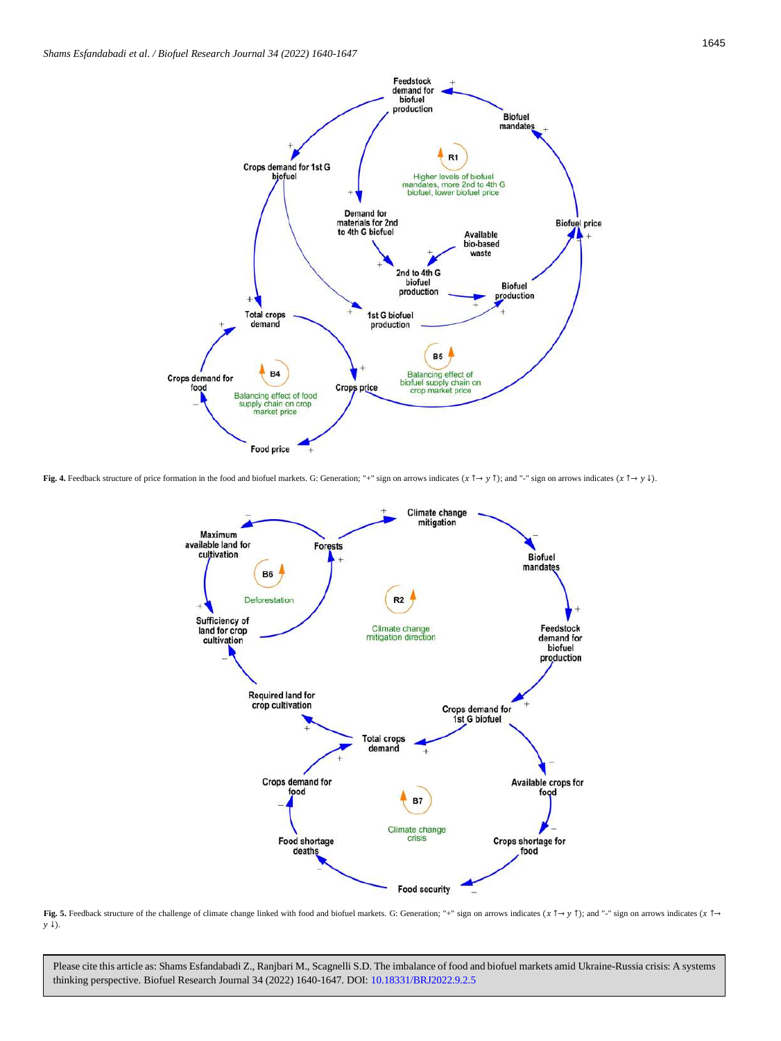**Fig. 4.** Feedback structure of price formation in the food and biofuel markets. G: Generation; "+" sign on arrows indicates ($x\uparrow\rightarrow y\uparrow$); and "-" sign on arrows indicates ($x\uparrow\rightarrow y\downarrow$).

**Fig. 5.** Feedback structure of the challenge of climate change linked with food and biofuel markets. G: Generation; "+" sign on arrows indicates ($x\uparrow\rightarrow y\uparrow$); and "-" sign on arrows indicates ($x\uparrow\rightarrow y\downarrow$).

Please cite this article as: Shams Esfandabadi Z., Ranjbari M., Scagnelli S.D. The imbalance of food and biofuel markets amid Ukraine-Russia crisis: A systems thinking perspective. Biofuel Research Journal 34 (2022) 1640-1647. DOI: 10.18331/BRJ2022.9.2.5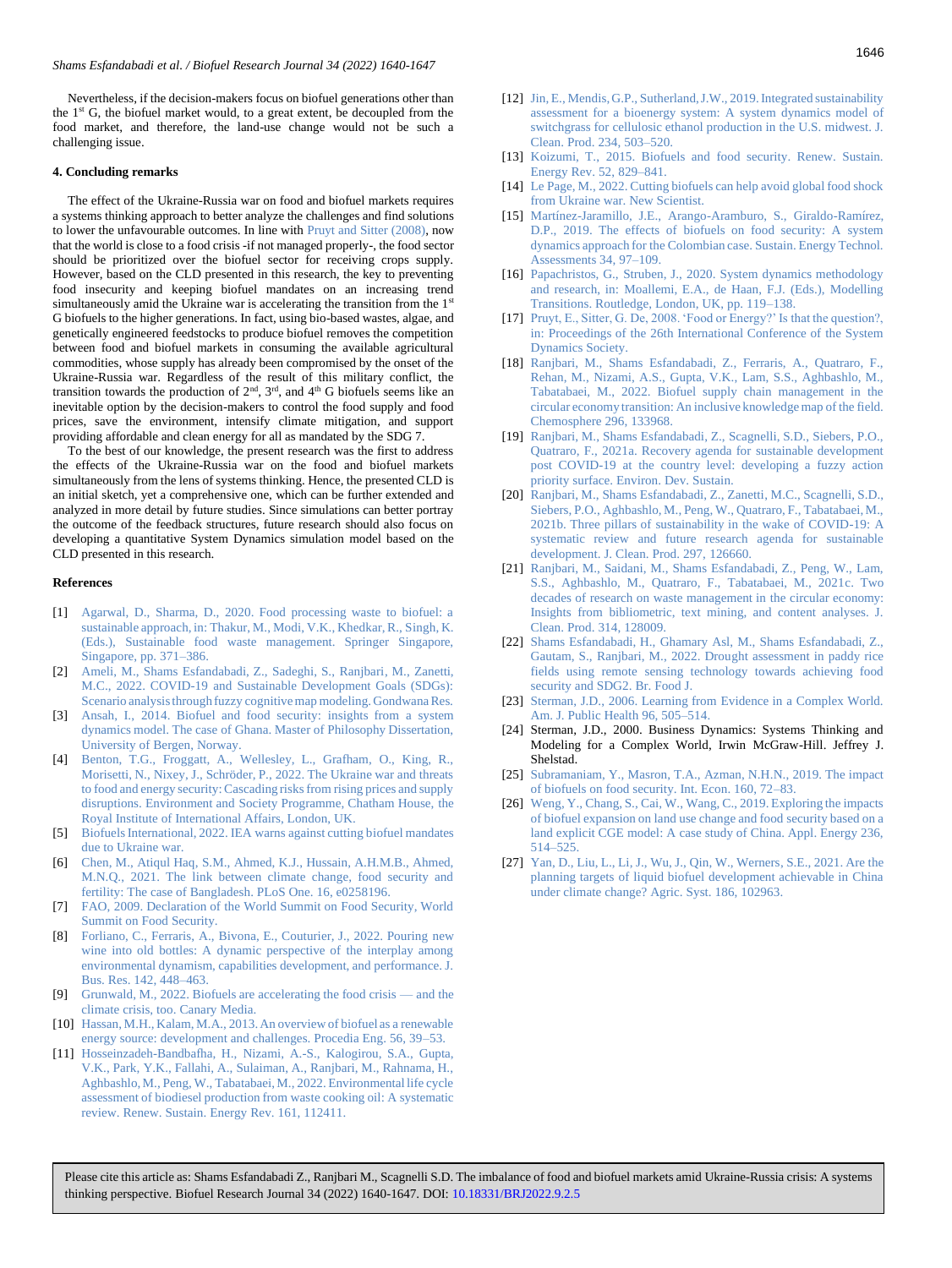Nevertheless, if the decision-makers focus on biofuel generations other than the 1st G, the biofuel market would, to a great extent, be decoupled from the food market, and therefore, the land-use change would not be such a challenging issue.

#### 4. Concluding remarks

The effect of the Ukraine-Russia war on food and biofuel markets requires a systems thinking approach to better analyze the challenges and find solutions to lower the unfavourable outcomes. In line with Pruyt and Sitter (2008), now that the world is close to a food crisis -if not managed properly-, the food sector should be prioritized over the biofuel sector for receiving crops supply. However, based on the CLD presented in this research, the key to preventing food insecurity and keeping biofuel mandates on an increasing trend simultaneously amid the Ukraine war is accelerating the transition from the 1st G biofuels to the higher generations. In fact, using bio-based wastes, algae, and genetically engineered feedstocks to produce biofuel removes the competition between food and biofuel markets in consuming the available agricultural commodities, whose supply has already been compromised by the onset of the Ukraine-Russia war. Regardless of the result of this military conflict, the transition towards the production of 2nd, 3rd, and 4th G biofuels seems like an inevitable option by the decision-makers to control the food supply and food prices, save the environment, intensify climate mitigation, and support providing affordable and clean energy for all as mandated by the SDG 7.

To the best of our knowledge, the present research was the first to address the effects of the Ukraine-Russia war on the food and biofuel markets simultaneously from the lens of systems thinking. Hence, the presented CLD is an initial sketch, yet a comprehensive one, which can be further extended and analyzed in more detail by future studies. Since simulations can better portray the outcome of the feedback structures, future research should also focus on developing a quantitative System Dynamics simulation model based on the CLD presented in this research.

#### References

[1] Agarwal, D., Sharma, D., 2020. Food processing waste to biofuel: a sustainable approach, in: Thakur, M., Modi, V.K., Khedkar, R., Singh, K. (Eds.), Sustainable food waste management. Springer Singapore, Singapore, pp. 371–386.

[2] Ameli, M., Shams Esfandabadi, Z., Sadeghi, S., Ranjbari, M., Zanetti, M.C., 2022. COVID-19 and Sustainable Development Goals (SDGs): Scenario analysis through fuzzy cognitive map modeling. Gondwana Res.

[3] Ansah, I., 2014. Biofuel and food security: insights from a system dynamics model. The case of Ghana. Master of Philosophy Dissertation, University of Bergen, Norway.

[4] Benton, T.G., Froggatt, A., Wellesley, L., Grafham, O., King, R., Morisetti, N., Nixey, J., Schröder, P., 2022. The Ukraine war and threats to food and energy security: Cascading risks from rising prices and supply disruptions. Environment and Society Programme, Chatham House, the Royal Institute of International Affairs, London, UK.

[5] Biofuels International, 2022. IEA warns against cutting biofuel mandates due to Ukraine war.

[6] Chen, M., Atiqul Haq, S.M., Ahmed, K.J., Hussain, A.H.M.B., Ahmed, M.N.Q., 2021. The link between climate change, food security and fertility: The case of Bangladesh. PLoS One. 16, e0258196.

[7] FAO, 2009. Declaration of the World Summit on Food Security, World Summit on Food Security.

[8] Forliano, C., Ferraris, A., Bivona, E., Couturier, J., 2022. Pouring new wine into old bottles: A dynamic perspective of the interplay among environmental dynamism, capabilities development, and performance. J. Bus. Res. 142, 448–463.

[9] Grunwald, M., 2022. Biofuels are accelerating the food crisis — and the climate crisis, too. Canary Media.

[10] Hassan, M.H., Kalam, M.A., 2013. An overview of biofuel as a renewable energy source: development and challenges. Procedia Eng. 56, 39–53.

[11] Hosseinzadeh-Bandbafha, H., Nizami, A.-S., Kalogirou, S.A., Gupta, V.K., Park, Y.K., Fallahi, A., Sulaiman, A., Ranjbari, M., Rahnama, H., Aghbashlo, M., Peng, W., Tabatabaei, M., 2022. Environmental life cycle assessment of biodiesel production from waste cooking oil: A systematic review. Renew. Sustain. Energy Rev. 161, 112411.

[12] Jin, E., Mendis, G.P., Sutherland, J.W., 2019. Integrated sustainability assessment for a bioenergy system: A system dynamics model of switchgrass for cellulosic ethanol production in the U.S. midwest. J. Clean. Prod. 234, 503–520.

[13] Koizumi, T., 2015. Biofuels and food security. Renew. Sustain. Energy Rev. 52, 829–841.

[14] Le Page, M., 2022. Cutting biofuels can help avoid global food shock from Ukraine war. New Scientist.

[15] Martínez-Jaramillo, J.E., Arango-Aramburo, S., Giraldo-Ramírez, D.P., 2019. The effects of biofuels on food security: A system dynamics approach for the Colombian case. Sustain. Energy Technol. Assessments 34, 97–109.

[16] Papachristos, G., Struben, J., 2020. System dynamics methodology and research, in: Moallemi, E.A., de Haan, F.J. (Eds.), Modelling Transitions. Routledge, London, UK, pp. 119–138.

[17] Pruyt, E., Sitter, G. De, 2008. 'Food or Energy?' Is that the question?, in: Proceedings of the 26th International Conference of the System Dynamics Society.

[18] Ranjbari, M., Shams Esfandabadi, Z., Ferraris, A., Quatraro, F., Rehan, M., Nizami, A.S., Gupta, V.K., Lam, S.S., Aghbashlo, M., Tabatabaei, M., 2022. Biofuel supply chain management in the circular economy transition: An inclusive knowledge map of the field. Chemosphere 296, 133968.

[19] Ranjbari, M., Shams Esfandabadi, Z., Scagnelli, S.D., Siebers, P.O., Quatraro, F., 2021a. Recovery agenda for sustainable development post COVID-19 at the country level: developing a fuzzy action priority surface. Environ. Dev. Sustain.

[20] Ranjbari, M., Shams Esfandabadi, Z., Zanetti, M.C., Scagnelli, S.D., Siebers, P.O., Aghbashlo, M., Peng, W., Quatraro, F., Tabatabaei, M., 2021b. Three pillars of sustainability in the wake of COVID-19: A systematic review and future research agenda for sustainable development. J. Clean. Prod. 297, 126660.

[21] Ranjbari, M., Saidani, M., Shams Esfandabadi, Z., Peng, W., Lam, S.S., Aghbashlo, M., Quatraro, F., Tabatabaei, M., 2021c. Two decades of research on waste management in the circular economy: Insights from bibliometric, text mining, and content analyses. J. Clean. Prod. 314, 128009.

[22] Shams Esfandabadi, H., Ghamary Asl, M., Shams Esfandabadi, Z., Gautam, S., Ranjbari, M., 2022. Drought assessment in paddy rice fields using remote sensing technology towards achieving food security and SDG2. Br. Food J.

[23] Sterman, J.D., 2006. Learning from Evidence in a Complex World. Am. J. Public Health 96, 505–514.

[24] Sterman, J.D., 2000. Business Dynamics: Systems Thinking and Modeling for a Complex World, Irwin McGraw-Hill. Jeffrey J. Shelstad.

[25] Subramaniam, Y., Masron, T.A., Azman, N.H.N., 2019. The impact of biofuels on food security. Int. Econ. 160, 72–83.

[26] Weng, Y., Chang, S., Cai, W., Wang, C., 2019. Exploring the impacts of biofuel expansion on land use change and food security based on a land explicit CGE model: A case study of China. Appl. Energy 236, 514–525.

[27] Yan, D., Liu, L., Li, J., Wu, J., Qin, W., Werners, S.E., 2021. Are the planning targets of liquid biofuel development achievable in China under climate change? Agric. Syst. 186, 102963.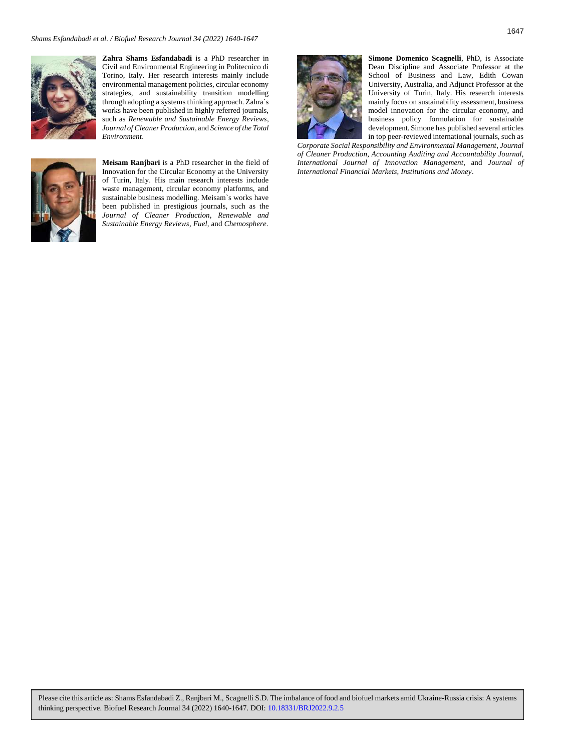**Zahra Shams Esfandabadi** is a PhD researcher in Civil and Environmental Engineering in Politecnico di Torino, Italy. Her research interests mainly include environmental management policies, circular economy strategies, and sustainability transition modelling through adopting a systems thinking approach. Zahra`s works have been published in highly referred journals, such as *Renewable and Sustainable Energy Reviews*, *Journal of Cleaner Production*, and *Science of the Total Environment*.

**Meisam Ranjbari** is a PhD researcher in the field of Innovation for the Circular Economy at the University of Turin, Italy. His main research interests include waste management, circular economy platforms, and sustainable business modelling. Meisam`s works have been published in prestigious journals, such as the *Journal of Cleaner Production*, *Renewable and Sustainable Energy Reviews*, *Fuel*, and *Chemosphere*.

**Simone Domenico Scagnelli**, PhD, is Associate Dean Discipline and Associate Professor at the School of Business and Law, Edith Cowan University, Australia, and Adjunct Professor at the University of Turin, Italy. His research interests mainly focus on sustainability assessment, business model innovation for the circular economy, and business policy formulation for sustainable development. Simone has published several articles in top peer-reviewed international journals, such as *Corporate Social Responsibility and Environmental Management*, *Journal of Cleaner Production*, *Accounting Auditing and Accountability Journal*, *International Journal of Innovation Management*, and *Journal of International Financial Markets, Institutions and Money*.

Please cite this article as: Shams Esfandabadi Z., Ranjbari M., Scagnelli S.D. The imbalance of food and biofuel markets amid Ukraine-Russia crisis: A systems thinking perspective. Biofuel Research Journal 34 (2022) 1640-1647. DOI: 10.18331/BRJ2022.9.2.5